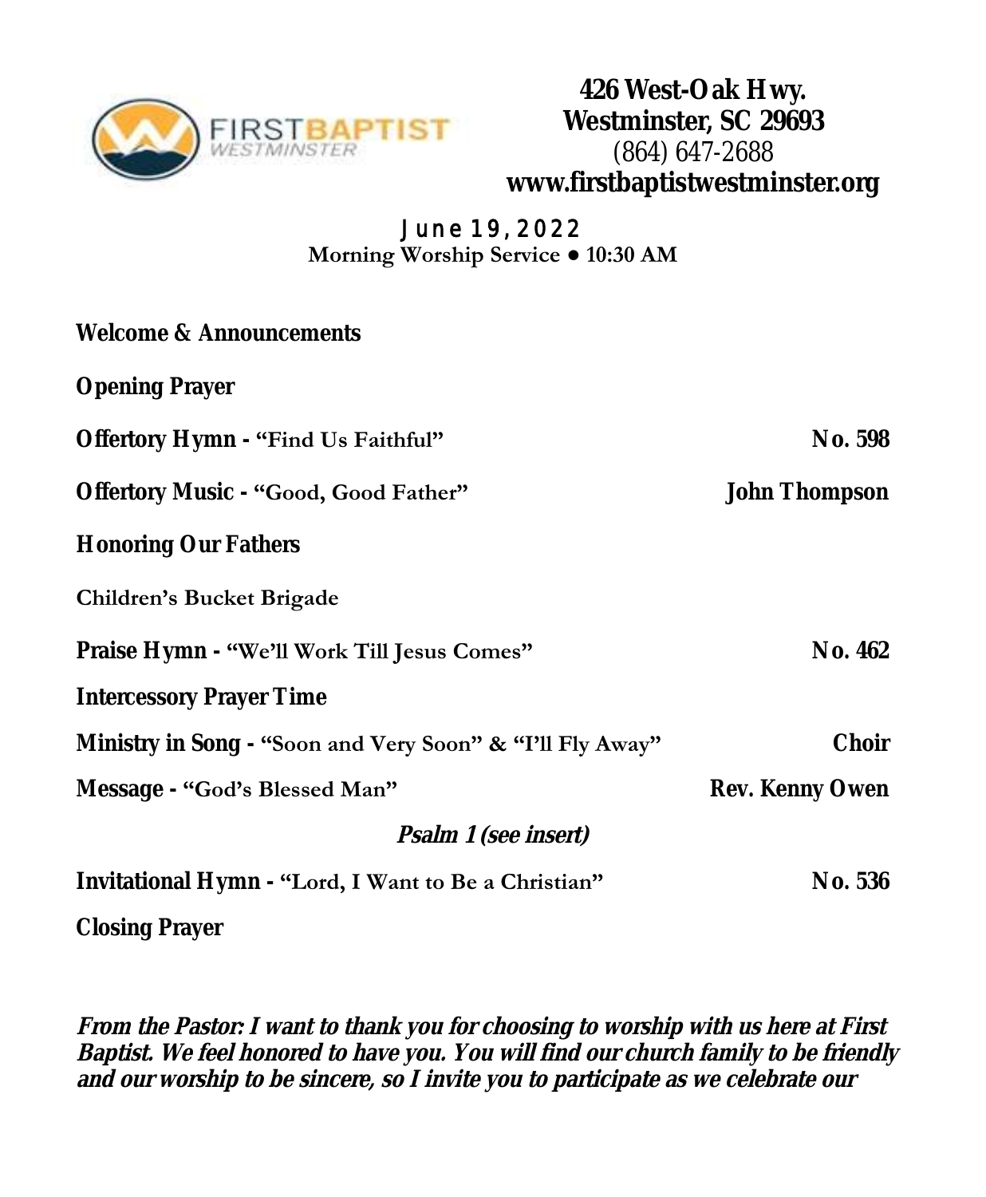**FIRSTBAPTIST**
*WESTMINSTER*

**426 West-Oak Hwy.**
**Westminster, SC 29693**
(864) 647-2688
**www.firstbaptistwestminster.org**

June 19, 2022
**Morning Worship Service ● 10:30 AM**

**Welcome & Announcements**

**Opening Prayer**

**Offertory Hymn - "Find Us Faithful"** — **No. 598**

**Offertory Music - "Good, Good Father"** — **John Thompson**

**Honoring Our Fathers**

**Children's Bucket Brigade**

**Praise Hymn - "We'll Work Till Jesus Comes"** — **No. 462**

**Intercessory Prayer Time**

**Ministry in Song - "Soon and Very Soon" & "I'll Fly Away"** — **Choir**

**Message - "God's Blessed Man"** — **Rev. Kenny Owen**

***Psalm 1 (see insert)***

**Invitational Hymn - "Lord, I Want to Be a Christian"** — **No. 536**

**Closing Prayer**

***From the Pastor: I want to thank you for choosing to worship with us here at First Baptist. We feel honored to have you. You will find our church family to be friendly and our worship to be sincere, so I invite you to participate as we celebrate our***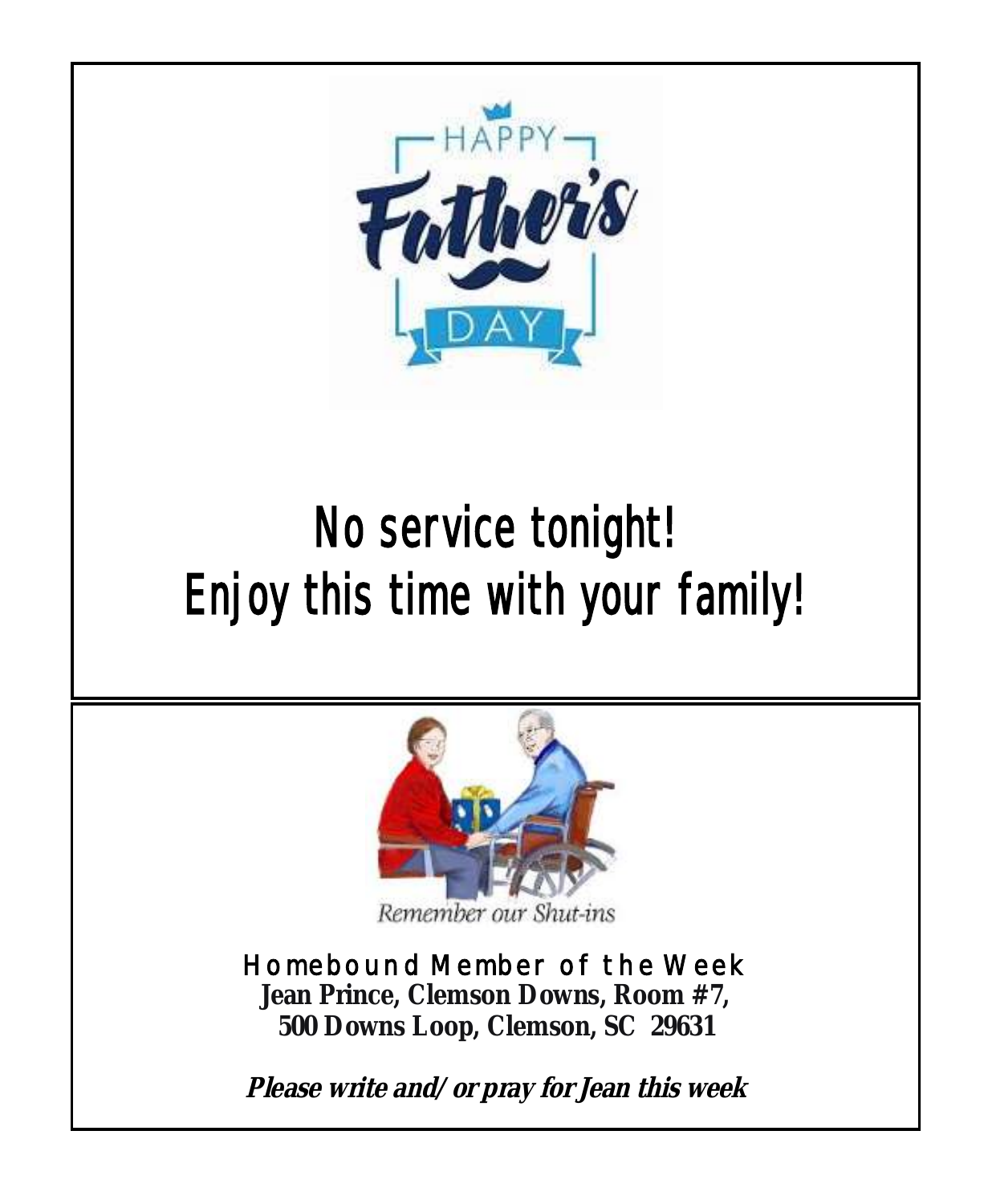HAPPY Father's DAY

# No service tonight!
# Enjoy this time with your family!

Remember our Shut-ins

Homebound Member of the Week

**Jean Prince, Clemson Downs, Room #7,**
**500 Downs Loop, Clemson, SC 29631**

***Please write and/or pray for Jean this week***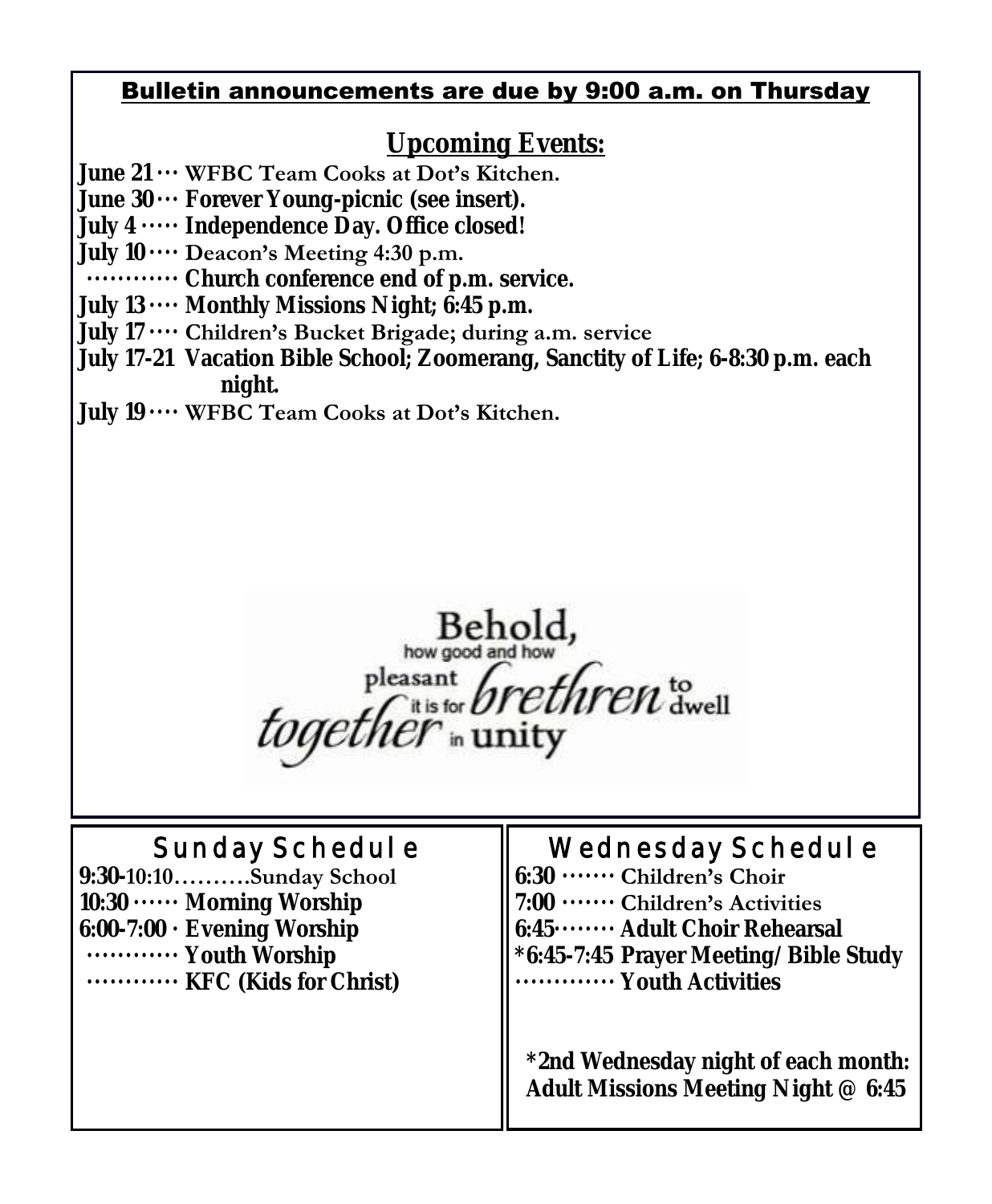**Bulletin announcements are due by 9:00 a.m. on Thursday**

## Upcoming Events:

**June 21** ··· WFBC Team Cooks at Dot's Kitchen.
**June 30** ··· **Forever Young-picnic (see insert).**
**July 4** ····· **Independence Day. Office closed!**
**July 10** ···· Deacon's Meeting 4:30 p.m.
··········· **Church conference end of p.m. service.**
**July 13** ···· **Monthly Missions Night; 6:45 p.m.**
**July 17** ···· Children's Bucket Brigade; during a.m. service
**July 17-21 Vacation Bible School; Zoomerang, Sanctity of Life; 6-8:30 p.m. each night.**
**July 19** ···· WFBC Team Cooks at Dot's Kitchen.

Behold, how good and how pleasant it is for brethren to dwell together in unity

## Sunday Schedule

**9:30-**10:10……….Sunday School
**10:30** ······ **Morning Worship**
**6:00-7:00** · **Evening Worship**
··········· **Youth Worship**
··········· **KFC (Kids for Christ)**

## Wednesday Schedule

**6:30** ······· Children's Choir
**7:00** ······· Children's Activities
**6:45**········ **Adult Choir Rehearsal**
**\*6:45-7:45 Prayer Meeting/ Bible Study**
············ **Youth Activities**

**\*2nd Wednesday night of each month: Adult Missions Meeting Night @ 6:45**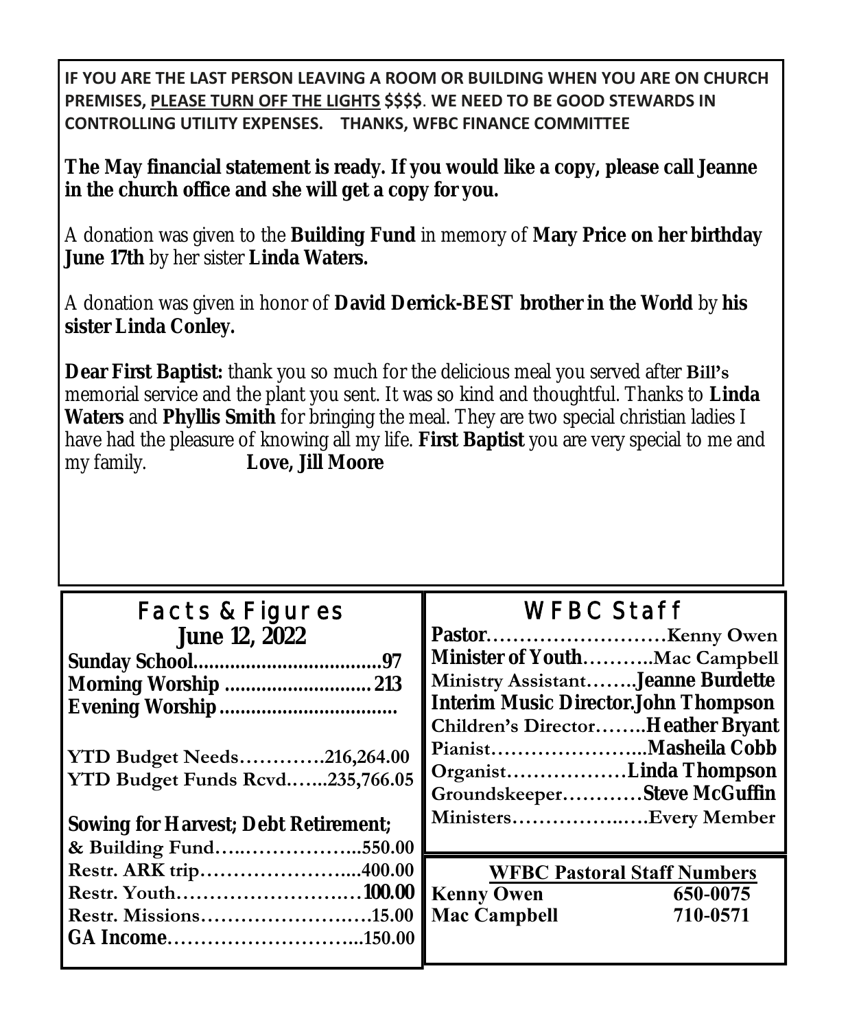**IF YOU ARE THE LAST PERSON LEAVING A ROOM OR BUILDING WHEN YOU ARE ON CHURCH PREMISES, PLEASE TURN OFF THE LIGHTS $$$$. WE NEED TO BE GOOD STEWARDS IN CONTROLLING UTILITY EXPENSES. THANKS, WFBC FINANCE COMMITTEE**

**The May financial statement is ready. If you would like a copy, please call Jeanne in the church office and she will get a copy for you.**

A donation was given to the **Building Fund** in memory of **Mary Price on her birthday June 17th** by her sister **Linda Waters.**

A donation was given in honor of **David Derrick-BEST brother in the World** by **his sister Linda Conley.**

**Dear First Baptist:** thank you so much for the delicious meal you served after **Bill's** memorial service and the plant you sent. It was so kind and thoughtful. Thanks to **Linda Waters** and **Phyllis Smith** for bringing the meal. They are two special christian ladies I have had the pleasure of knowing all my life. **First Baptist** you are very special to me and my family. **Love, Jill Moore**

## Facts & Figures

**June 12, 2022**

**Sunday School....................................97**
**Morning Worship ........................... 213**
**Evening Worship .................................**

**YTD Budget Needs………….216,264.00**
**YTD Budget Funds Rcvd.…...235,766.05**

**Sowing for Harvest; Debt Retirement;**
**& Building Fund…..……………..550.00**
**Restr. ARK trip…………………....400.00**
**Restr. Youth……………………….100.00**
**Restr. Missions……………………..15.00**
**GA Income………………………...150.00**

## WFBC Staff

**Pastor………………………Kenny Owen**
**Minister of Youth………..Mac Campbell**
**Ministry Assistant……..Jeanne Burdette**
**Interim Music Director.John Thompson**
**Children's Director……..Heather Bryant**
**Pianist…………………...Masheila Cobb**
**Organist………………Linda Thompson**
**Groundskeeper…………Steve McGuffin**
**Ministers………………..….Every Member**

**WFBC Pastoral Staff Numbers**

| | |
|---|---|
| **Kenny Owen** | **650-0075** |
| **Mac Campbell** | **710-0571** |